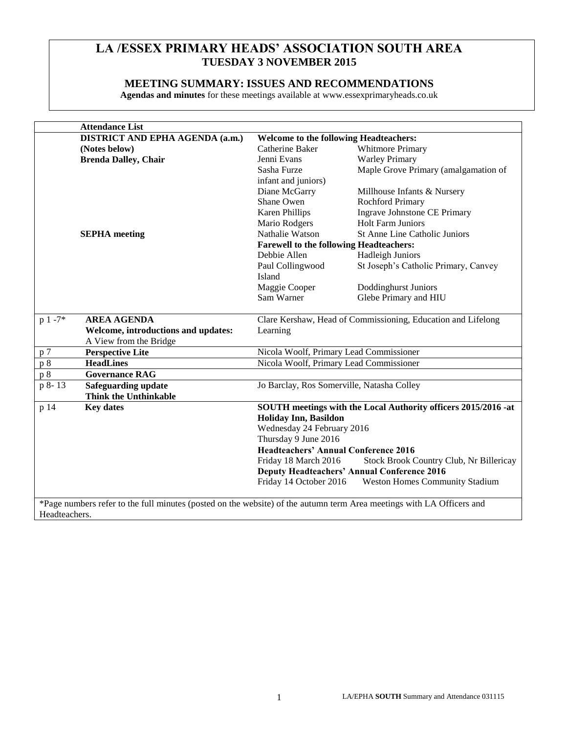# LA /ESSEX PRIMARY HEADS' ASSOCIATION SOUTH AREA

## TUESDAY 3 NOVEMBER 2015

### MEETING SUMMARY: ISSUES AND RECOMMENDATIONS

**Agendas and minutes** for these meetings available at www.essexprimaryheads.co.uk

| | **Attendance List** | | |
|---|---|---|---|
| | **DISTRICT AND EPHA AGENDA (a.m.)** | **Welcome to the following Headteachers:** | |
| | **(Notes below)** | Catherine Baker | Whitmore Primary |
| | **Brenda Dalley, Chair** | Jenni Evans | Warley Primary |
| | | Sasha Furze | Maple Grove Primary (amalgamation of infant and juniors) |
| | | Diane McGarry | Millhouse Infants & Nursery |
| | | Shane Owen | Rochford Primary |
| | | Karen Phillips | Ingrave Johnstone CE Primary |
| | | Mario Rodgers | Holt Farm Juniors |
| | **SEPHA meeting** | Nathalie Watson | St Anne Line Catholic Juniors |
| | | **Farewell to the following Headteachers:** | |
| | | Debbie Allen | Hadleigh Juniors |
| | | Paul Collingwood | St Joseph's Catholic Primary, Canvey Island |
| | | Maggie Cooper | Doddinghurst Juniors |
| | | Sam Warner | Glebe Primary and HIU |
| p 1 -7* | **AREA AGENDA** **Welcome, introductions and updates:** A View from the Bridge | Clare Kershaw, Head of Commissioning, Education and Lifelong Learning | |
| p 7 | **Perspective Lite** | Nicola Woolf, Primary Lead Commissioner | |
| p 8 | **HeadLines** | Nicola Woolf, Primary Lead Commissioner | |
| p 8 | **Governance RAG** | | |
| p 8- 13 | **Safeguarding update** **Think the Unthinkable** | Jo Barclay, Ros Somerville, Natasha Colley | |
| p 14 | **Key dates** | **SOUTH meetings with the Local Authority officers 2015/2016 -at Holiday Inn, Basildon** | |
| | | Wednesday 24 February 2016 | |
| | | Thursday 9 June 2016 | |
| | | **Headteachers' Annual Conference 2016** | |
| | | Friday 18 March 2016 | Stock Brook Country Club, Nr Billericay |
| | | **Deputy Headteachers' Annual Conference 2016** | |
| | | Friday 14 October 2016 | Weston Homes Community Stadium |

*Page numbers refer to the full minutes (posted on the website) of the autumn term Area meetings with LA Officers and Headteachers.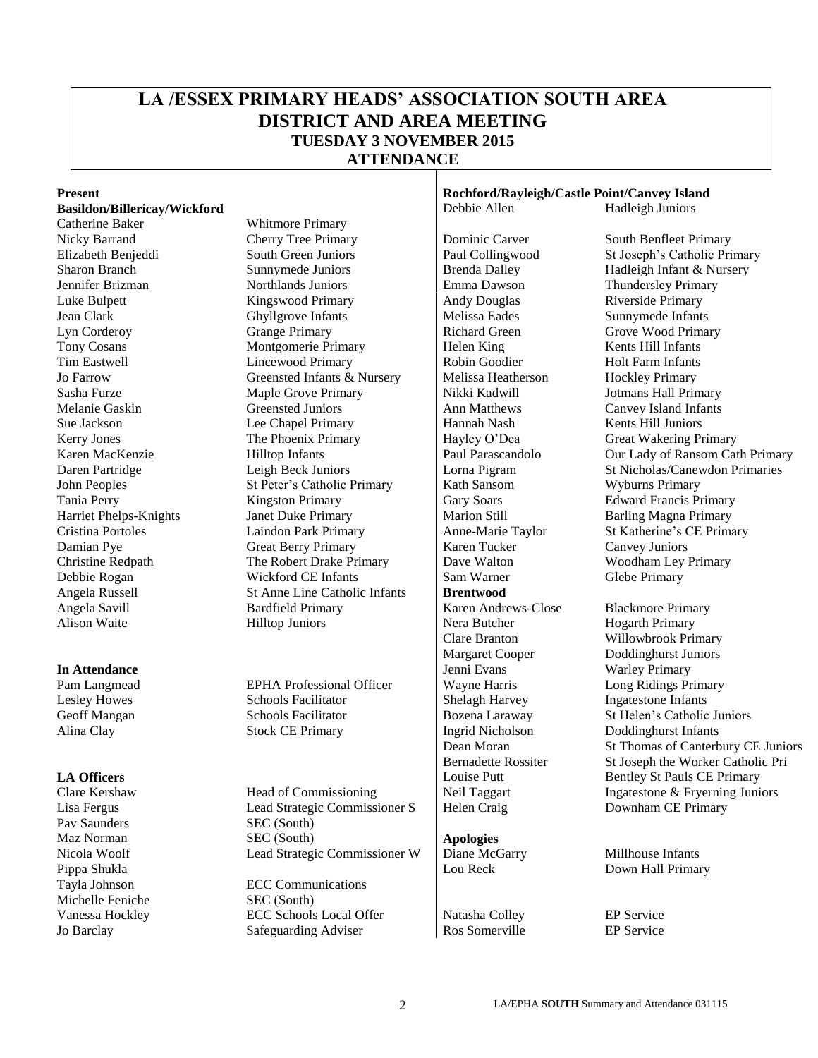# LA /ESSEX PRIMARY HEADS' ASSOCIATION SOUTH AREA DISTRICT AND AREA MEETING

## TUESDAY 3 NOVEMBER 2015

## ATTENDANCE

**Present**

**Basildon/Billericay/Wickford**

| | |
|---|---|
| Catherine Baker | Whitmore Primary |
| Nicky Barrand | Cherry Tree Primary |
| Elizabeth Benjeddi | South Green Juniors |
| Sharon Branch | Sunnymede Juniors |
| Jennifer Brizman | Northlands Juniors |
| Luke Bulpett | Kingswood Primary |
| Jean Clark | Ghyllgrove Infants |
| Lyn Corderoy | Grange Primary |
| Tony Cosans | Montgomerie Primary |
| Tim Eastwell | Lincewood Primary |
| Jo Farrow | Greensted Infants & Nursery |
| Sasha Furze | Maple Grove Primary |
| Melanie Gaskin | Greensted Juniors |
| Sue Jackson | Lee Chapel Primary |
| Kerry Jones | The Phoenix Primary |
| Karen MacKenzie | Hilltop Infants |
| Daren Partridge | Leigh Beck Juniors |
| John Peoples | St Peter's Catholic Primary |
| Tania Perry | Kingston Primary |
| Harriet Phelps-Knights | Janet Duke Primary |
| Cristina Portoles | Laindon Park Primary |
| Damian Pye | Great Berry Primary |
| Christine Redpath | The Robert Drake Primary |
| Debbie Rogan | Wickford CE Infants |
| Angela Russell | St Anne Line Catholic Infants |
| Angela Savill | Bardfield Primary |
| Alison Waite | Hilltop Juniors |

**In Attendance**

| | |
|---|---|
| Pam Langmead | EPHA Professional Officer |
| Lesley Howes | Schools Facilitator |
| Geoff Mangan | Schools Facilitator |
| Alina Clay | Stock CE Primary |

**LA Officers**

| | |
|---|---|
| Clare Kershaw | Head of Commissioning |
| Lisa Fergus | Lead Strategic Commissioner S |
| Pav Saunders | SEC (South) |
| Maz Norman | SEC (South) |
| Nicola Woolf | Lead Strategic Commissioner W |
| Pippa Shukla | |
| Tayla Johnson | ECC Communications |
| Michelle Feniche | SEC (South) |
| Vanessa Hockley | ECC Schools Local Offer |
| Jo Barclay | Safeguarding Adviser |

**Rochford/Rayleigh/Castle Point/Canvey Island**

| | |
|---|---|
| Debbie Allen | Hadleigh Juniors |
| Dominic Carver | South Benfleet Primary |
| Paul Collingwood | St Joseph's Catholic Primary |
| Brenda Dalley | Hadleigh Infant & Nursery |
| Emma Dawson | Thundersley Primary |
| Andy Douglas | Riverside Primary |
| Melissa Eades | Sunnymede Infants |
| Richard Green | Grove Wood Primary |
| Helen King | Kents Hill Infants |
| Robin Goodier | Holt Farm Infants |
| Melissa Heatherson | Hockley Primary |
| Nikki Kadwill | Jotmans Hall Primary |
| Ann Matthews | Canvey Island Infants |
| Hannah Nash | Kents Hill Juniors |
| Hayley O'Dea | Great Wakering Primary |
| Paul Parascandolo | Our Lady of Ransom Cath Primary |
| Lorna Pigram | St Nicholas/Canewdon Primaries |
| Kath Sansom | Wyburns Primary |
| Gary Soars | Edward Francis Primary |
| Marion Still | Barling Magna Primary |
| Anne-Marie Taylor | St Katherine's CE Primary |
| Karen Tucker | Canvey Juniors |
| Dave Walton | Woodham Ley Primary |
| Sam Warner | Glebe Primary |

**Brentwood**

| | |
|---|---|
| Karen Andrews-Close | Blackmore Primary |
| Nera Butcher | Hogarth Primary |
| Clare Branton | Willowbrook Primary |
| Margaret Cooper | Doddinghurst Juniors |
| Jenni Evans | Warley Primary |
| Wayne Harris | Long Ridings Primary |
| Shelagh Harvey | Ingatestone Infants |
| Bozena Laraway | St Helen's Catholic Juniors |
| Ingrid Nicholson | Doddinghurst Infants |
| Dean Moran | St Thomas of Canterbury CE Juniors |
| Bernadette Rossiter | St Joseph the Worker Catholic Pri |
| Louise Putt | Bentley St Pauls CE Primary |
| Neil Taggart | Ingatestone & Fryerning Juniors |
| Helen Craig | Downham CE Primary |

**Apologies**

| | |
|---|---|
| Diane McGarry | Millhouse Infants |
| Lou Reck | Down Hall Primary |
| Natasha Colley | EP Service |
| Ros Somerville | EP Service |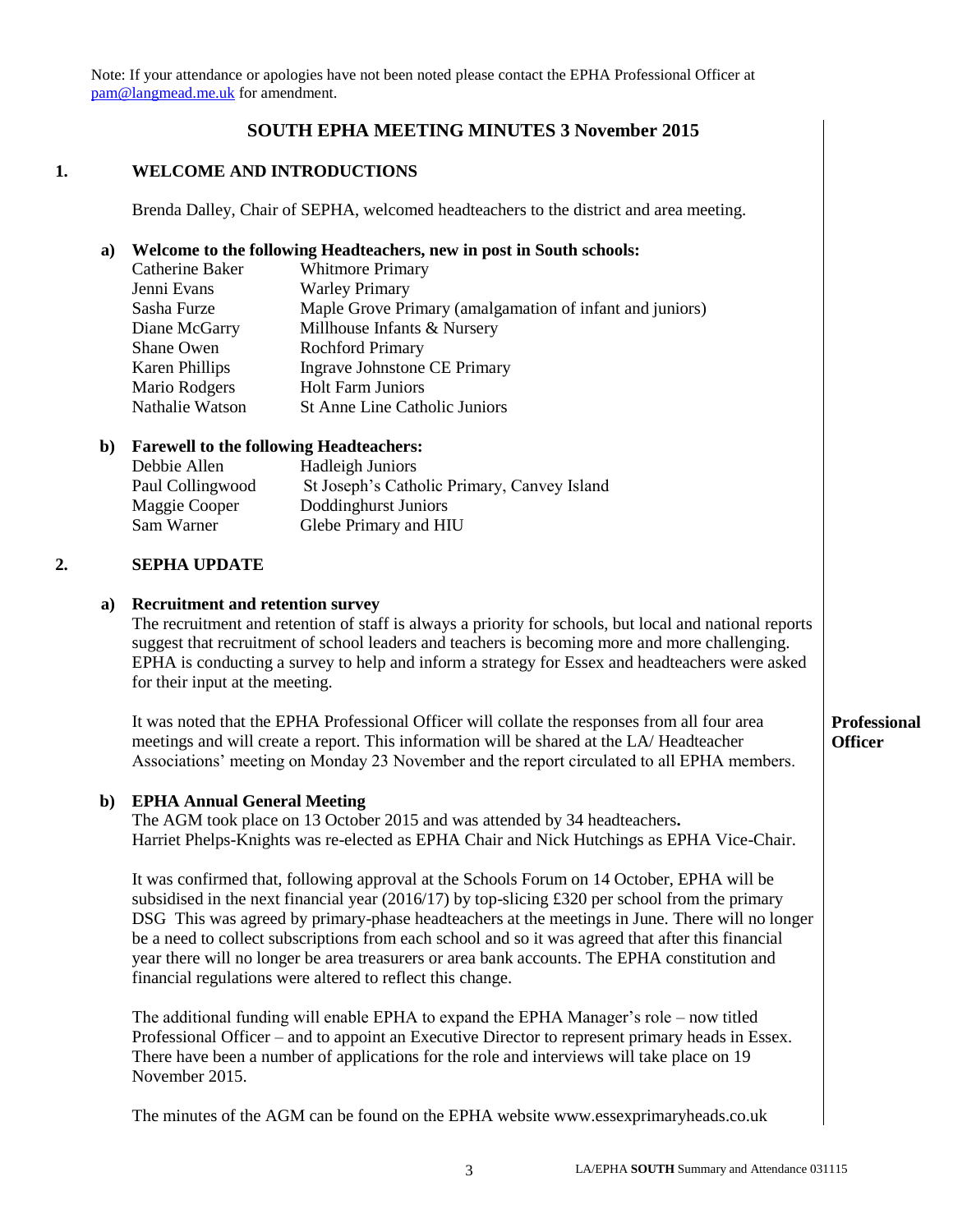Note: If your attendance or apologies have not been noted please contact the EPHA Professional Officer at pam@langmead.me.uk for amendment.

# SOUTH EPHA MEETING MINUTES 3 November 2015

## 1. WELCOME AND INTRODUCTIONS

Brenda Dalley, Chair of SEPHA, welcomed headteachers to the district and area meeting.

### a) Welcome to the following Headteachers, new in post in South schools:

| | |
|---|---|
| Catherine Baker | Whitmore Primary |
| Jenni Evans | Warley Primary |
| Sasha Furze | Maple Grove Primary (amalgamation of infant and juniors) |
| Diane McGarry | Millhouse Infants & Nursery |
| Shane Owen | Rochford Primary |
| Karen Phillips | Ingrave Johnstone CE Primary |
| Mario Rodgers | Holt Farm Juniors |
| Nathalie Watson | St Anne Line Catholic Juniors |

### b) Farewell to the following Headteachers:

| | |
|---|---|
| Debbie Allen | Hadleigh Juniors |
| Paul Collingwood | St Joseph's Catholic Primary, Canvey Island |
| Maggie Cooper | Doddinghurst Juniors |
| Sam Warner | Glebe Primary and HIU |

## 2. SEPHA UPDATE

### a) Recruitment and retention survey

The recruitment and retention of staff is always a priority for schools, but local and national reports suggest that recruitment of school leaders and teachers is becoming more and more challenging. EPHA is conducting a survey to help and inform a strategy for Essex and headteachers were asked for their input at the meeting.

It was noted that the EPHA Professional Officer will collate the responses from all four area meetings and will create a report. This information will be shared at the LA/ Headteacher Associations' meeting on Monday 23 November and the report circulated to all EPHA members. **Professional Officer**

### b) EPHA Annual General Meeting

The AGM took place on 13 October 2015 and was attended by 34 headteachers**.**
Harriet Phelps-Knights was re-elected as EPHA Chair and Nick Hutchings as EPHA Vice-Chair.

It was confirmed that, following approval at the Schools Forum on 14 October, EPHA will be subsidised in the next financial year (2016/17) by top-slicing £320 per school from the primary DSG This was agreed by primary-phase headteachers at the meetings in June. There will no longer be a need to collect subscriptions from each school and so it was agreed that after this financial year there will no longer be area treasurers or area bank accounts. The EPHA constitution and financial regulations were altered to reflect this change.

The additional funding will enable EPHA to expand the EPHA Manager's role – now titled Professional Officer – and to appoint an Executive Director to represent primary heads in Essex. There have been a number of applications for the role and interviews will take place on 19 November 2015.

The minutes of the AGM can be found on the EPHA website www.essexprimaryheads.co.uk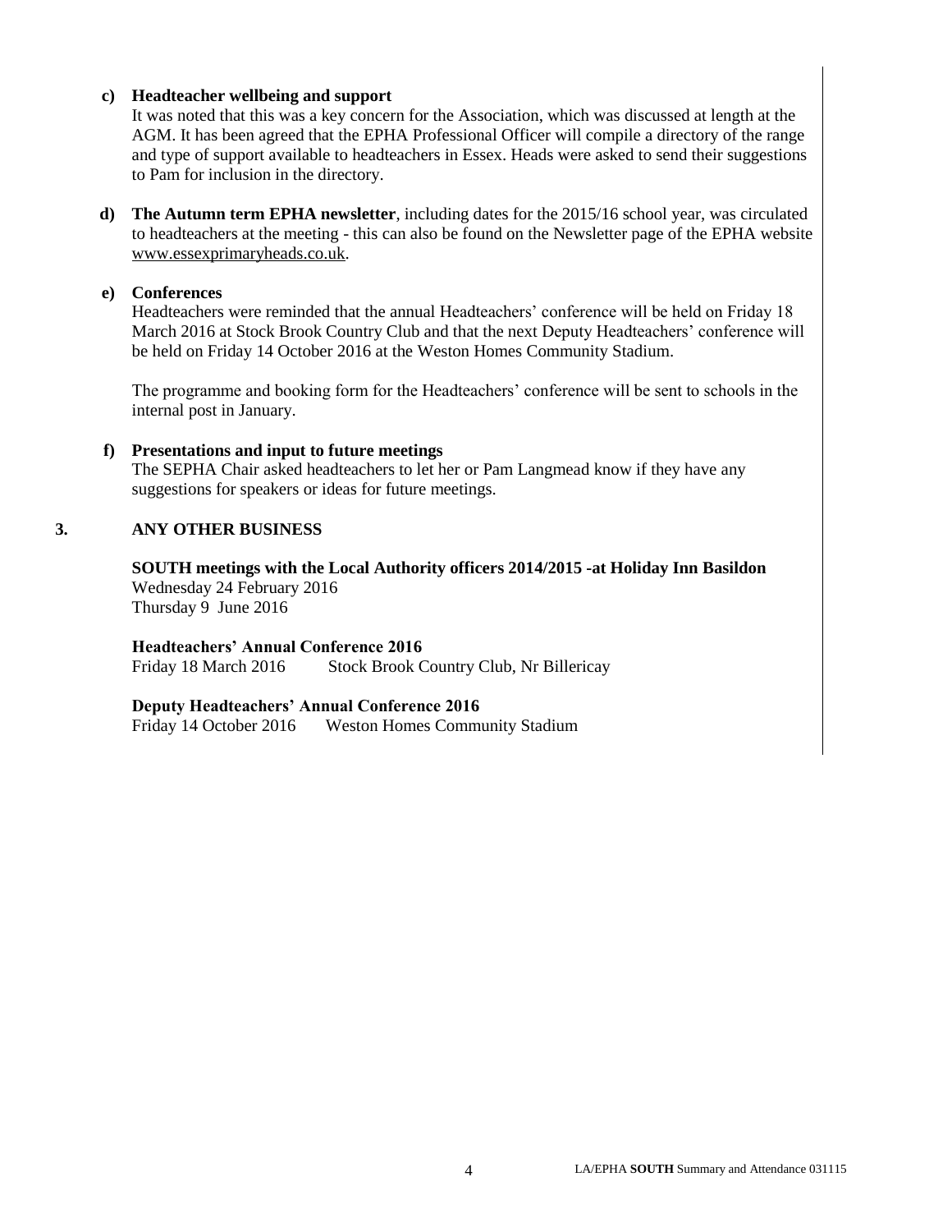**c) Headteacher wellbeing and support**

It was noted that this was a key concern for the Association, which was discussed at length at the AGM. It has been agreed that the EPHA Professional Officer will compile a directory of the range and type of support available to headteachers in Essex. Heads were asked to send their suggestions to Pam for inclusion in the directory.

**d) The Autumn term EPHA newsletter**, including dates for the 2015/16 school year, was circulated to headteachers at the meeting - this can also be found on the Newsletter page of the EPHA website www.essexprimaryheads.co.uk.

**e) Conferences**

Headteachers were reminded that the annual Headteachers' conference will be held on Friday 18 March 2016 at Stock Brook Country Club and that the next Deputy Headteachers' conference will be held on Friday 14 October 2016 at the Weston Homes Community Stadium.

The programme and booking form for the Headteachers' conference will be sent to schools in the internal post in January.

**f) Presentations and input to future meetings**

The SEPHA Chair asked headteachers to let her or Pam Langmead know if they have any suggestions for speakers or ideas for future meetings.

## 3. ANY OTHER BUSINESS

**SOUTH meetings with the Local Authority officers 2014/2015 -at Holiday Inn Basildon**

Wednesday 24 February 2016
Thursday 9 June 2016

**Headteachers' Annual Conference 2016**

Friday 18 March 2016 Stock Brook Country Club, Nr Billericay

**Deputy Headteachers' Annual Conference 2016**

Friday 14 October 2016 Weston Homes Community Stadium